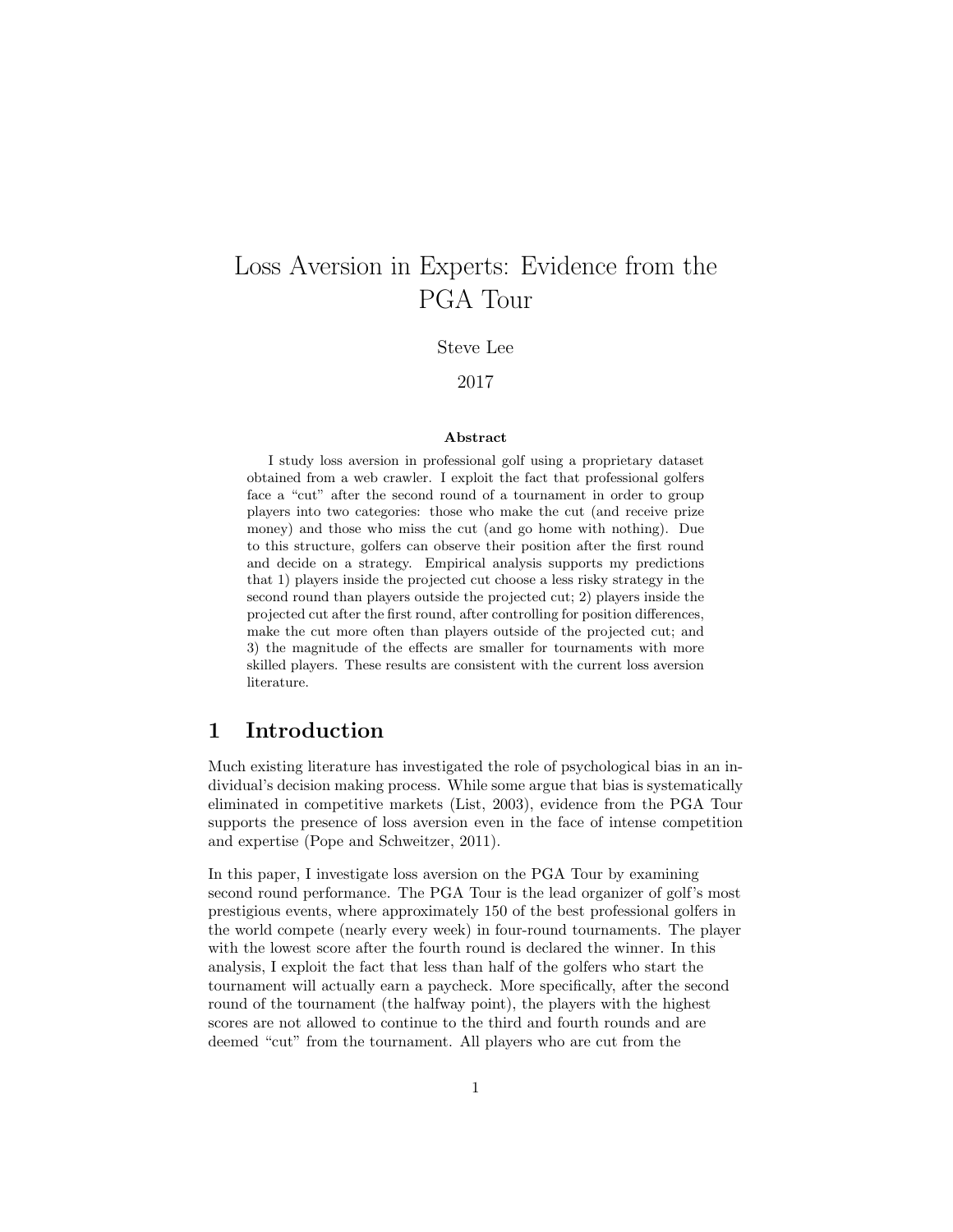# Loss Aversion in Experts: Evidence from the PGA Tour

Steve Lee

2017

**Abstract**

I study loss aversion in professional golf using a proprietary dataset obtained from a web crawler. I exploit the fact that professional golfers face a "cut" after the second round of a tournament in order to group players into two categories: those who make the cut (and receive prize money) and those who miss the cut (and go home with nothing). Due to this structure, golfers can observe their position after the first round and decide on a strategy. Empirical analysis supports my predictions that 1) players inside the projected cut choose a less risky strategy in the second round than players outside the projected cut; 2) players inside the projected cut after the first round, after controlling for position differences, make the cut more often than players outside of the projected cut; and 3) the magnitude of the effects are smaller for tournaments with more skilled players. These results are consistent with the current loss aversion literature.

## 1 Introduction

Much existing literature has investigated the role of psychological bias in an individual's decision making process. While some argue that bias is systematically eliminated in competitive markets (List, 2003), evidence from the PGA Tour supports the presence of loss aversion even in the face of intense competition and expertise (Pope and Schweitzer, 2011).

In this paper, I investigate loss aversion on the PGA Tour by examining second round performance. The PGA Tour is the lead organizer of golf's most prestigious events, where approximately 150 of the best professional golfers in the world compete (nearly every week) in four-round tournaments. The player with the lowest score after the fourth round is declared the winner. In this analysis, I exploit the fact that less than half of the golfers who start the tournament will actually earn a paycheck. More specifically, after the second round of the tournament (the halfway point), the players with the highest scores are not allowed to continue to the third and fourth rounds and are deemed "cut" from the tournament. All players who are cut from the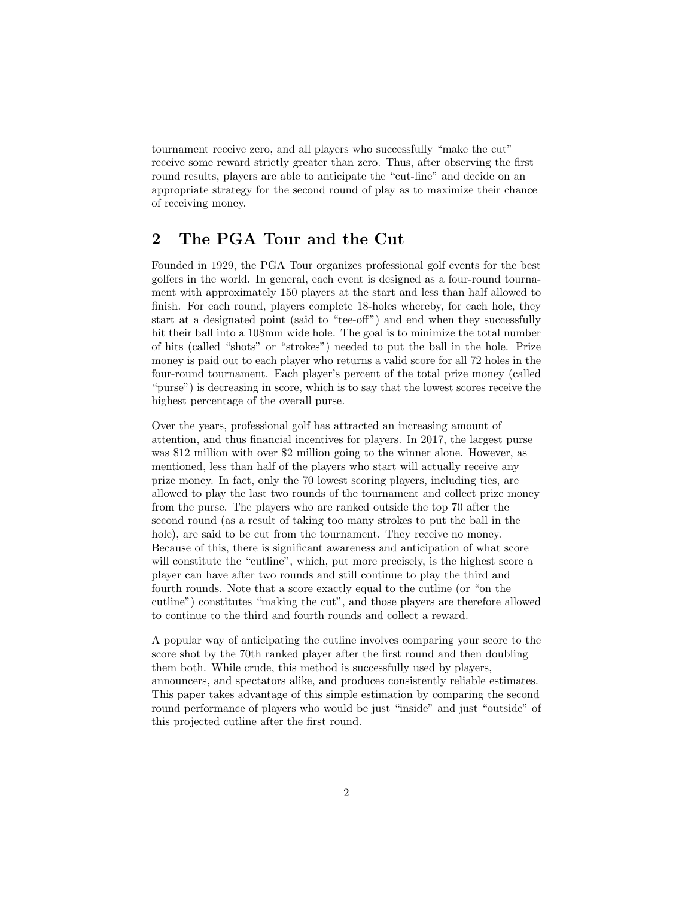tournament receive zero, and all players who successfully "make the cut" receive some reward strictly greater than zero. Thus, after observing the first round results, players are able to anticipate the "cut-line" and decide on an appropriate strategy for the second round of play as to maximize their chance of receiving money.

## 2 The PGA Tour and the Cut

Founded in 1929, the PGA Tour organizes professional golf events for the best golfers in the world. In general, each event is designed as a four-round tournament with approximately 150 players at the start and less than half allowed to finish. For each round, players complete 18-holes whereby, for each hole, they start at a designated point (said to "tee-off") and end when they successfully hit their ball into a 108mm wide hole. The goal is to minimize the total number of hits (called "shots" or "strokes") needed to put the ball in the hole. Prize money is paid out to each player who returns a valid score for all 72 holes in the four-round tournament. Each player's percent of the total prize money (called "purse") is decreasing in score, which is to say that the lowest scores receive the highest percentage of the overall purse.

Over the years, professional golf has attracted an increasing amount of attention, and thus financial incentives for players. In 2017, the largest purse was $12 million with over $2 million going to the winner alone. However, as mentioned, less than half of the players who start will actually receive any prize money. In fact, only the 70 lowest scoring players, including ties, are allowed to play the last two rounds of the tournament and collect prize money from the purse. The players who are ranked outside the top 70 after the second round (as a result of taking too many strokes to put the ball in the hole), are said to be cut from the tournament. They receive no money. Because of this, there is significant awareness and anticipation of what score will constitute the "cutline", which, put more precisely, is the highest score a player can have after two rounds and still continue to play the third and fourth rounds. Note that a score exactly equal to the cutline (or "on the cutline") constitutes "making the cut", and those players are therefore allowed to continue to the third and fourth rounds and collect a reward.

A popular way of anticipating the cutline involves comparing your score to the score shot by the 70th ranked player after the first round and then doubling them both. While crude, this method is successfully used by players, announcers, and spectators alike, and produces consistently reliable estimates. This paper takes advantage of this simple estimation by comparing the second round performance of players who would be just "inside" and just "outside" of this projected cutline after the first round.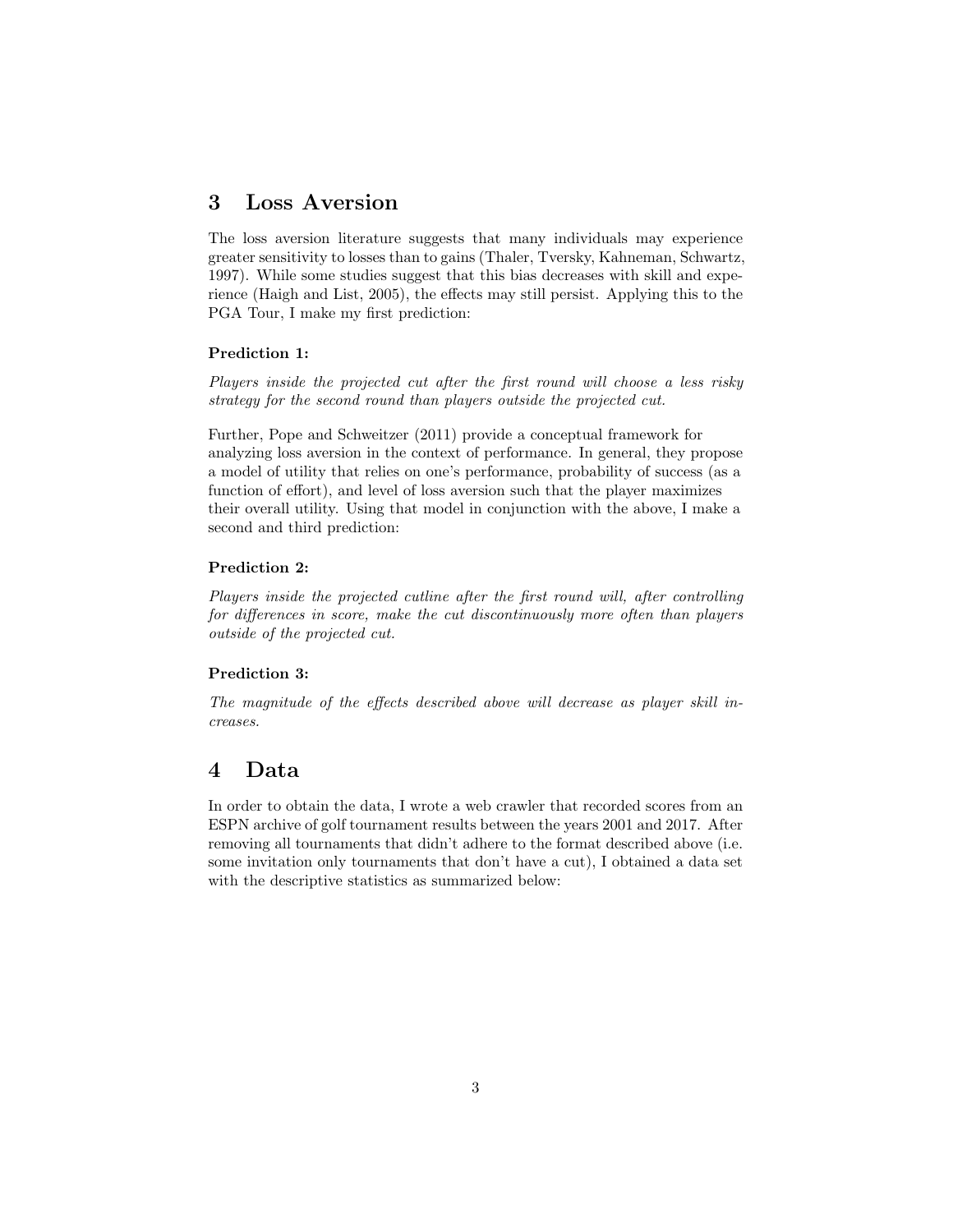## 3 Loss Aversion

The loss aversion literature suggests that many individuals may experience greater sensitivity to losses than to gains (Thaler, Tversky, Kahneman, Schwartz, 1997). While some studies suggest that this bias decreases with skill and experience (Haigh and List, 2005), the effects may still persist. Applying this to the PGA Tour, I make my first prediction:

**Prediction 1:**

*Players inside the projected cut after the first round will choose a less risky strategy for the second round than players outside the projected cut.*

Further, Pope and Schweitzer (2011) provide a conceptual framework for analyzing loss aversion in the context of performance. In general, they propose a model of utility that relies on one's performance, probability of success (as a function of effort), and level of loss aversion such that the player maximizes their overall utility. Using that model in conjunction with the above, I make a second and third prediction:

**Prediction 2:**

*Players inside the projected cutline after the first round will, after controlling for differences in score, make the cut discontinuously more often than players outside of the projected cut.*

**Prediction 3:**

*The magnitude of the effects described above will decrease as player skill increases.*

## 4 Data

In order to obtain the data, I wrote a web crawler that recorded scores from an ESPN archive of golf tournament results between the years 2001 and 2017. After removing all tournaments that didn't adhere to the format described above (i.e. some invitation only tournaments that don't have a cut), I obtained a data set with the descriptive statistics as summarized below: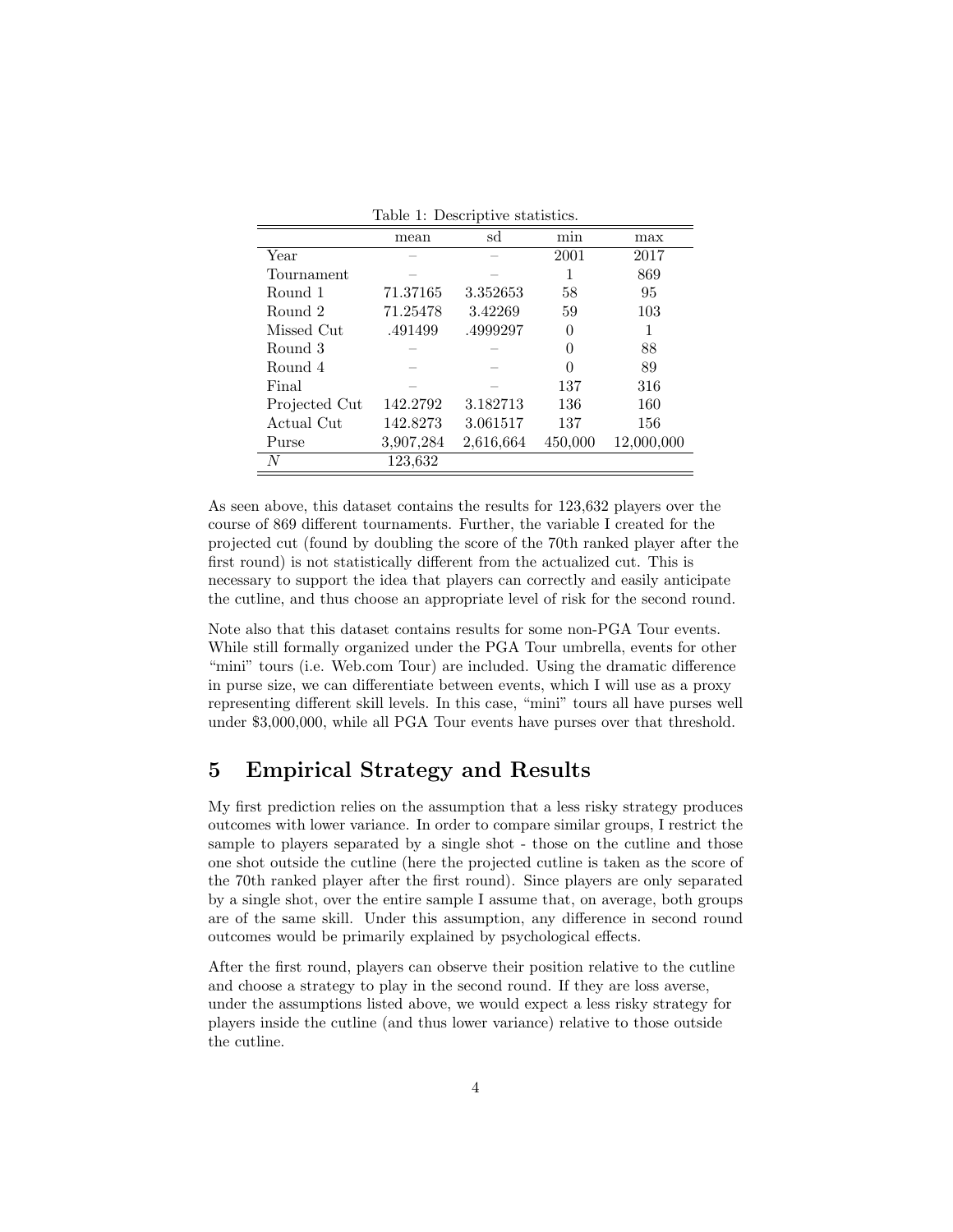Table 1: Descriptive statistics.

| | mean | sd | min | max |
|---|---|---|---|---|
| Year | – | – | 2001 | 2017 |
| Tournament | – | – | 1 | 869 |
| Round 1 | 71.37165 | 3.352653 | 58 | 95 |
| Round 2 | 71.25478 | 3.42269 | 59 | 103 |
| Missed Cut | .491499 | .4999297 | 0 | 1 |
| Round 3 | – | – | 0 | 88 |
| Round 4 | – | – | 0 | 89 |
| Final | – | – | 137 | 316 |
| Projected Cut | 142.2792 | 3.182713 | 136 | 160 |
| Actual Cut | 142.8273 | 3.061517 | 137 | 156 |
| Purse | 3,907,284 | 2,616,664 | 450,000 | 12,000,000 |
| $N$ | 123,632 | | | |

As seen above, this dataset contains the results for 123,632 players over the course of 869 different tournaments. Further, the variable I created for the projected cut (found by doubling the score of the 70th ranked player after the first round) is not statistically different from the actualized cut. This is necessary to support the idea that players can correctly and easily anticipate the cutline, and thus choose an appropriate level of risk for the second round.

Note also that this dataset contains results for some non-PGA Tour events. While still formally organized under the PGA Tour umbrella, events for other "mini" tours (i.e. Web.com Tour) are included. Using the dramatic difference in purse size, we can differentiate between events, which I will use as a proxy representing different skill levels. In this case, "mini" tours all have purses well under $3,000,000, while all PGA Tour events have purses over that threshold.

## 5 Empirical Strategy and Results

My first prediction relies on the assumption that a less risky strategy produces outcomes with lower variance. In order to compare similar groups, I restrict the sample to players separated by a single shot - those on the cutline and those one shot outside the cutline (here the projected cutline is taken as the score of the 70th ranked player after the first round). Since players are only separated by a single shot, over the entire sample I assume that, on average, both groups are of the same skill. Under this assumption, any difference in second round outcomes would be primarily explained by psychological effects.

After the first round, players can observe their position relative to the cutline and choose a strategy to play in the second round. If they are loss averse, under the assumptions listed above, we would expect a less risky strategy for players inside the cutline (and thus lower variance) relative to those outside the cutline.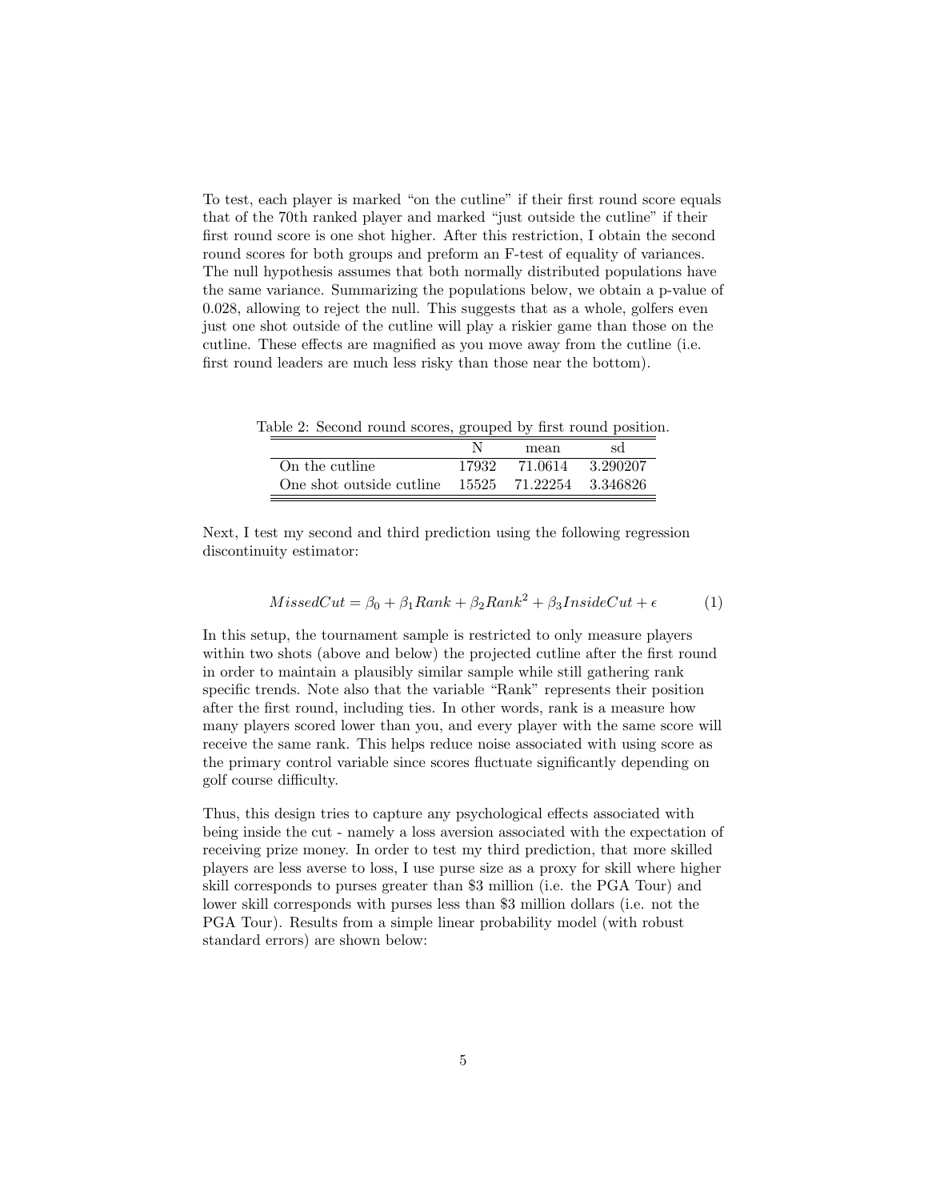To test, each player is marked "on the cutline" if their first round score equals that of the 70th ranked player and marked "just outside the cutline" if their first round score is one shot higher. After this restriction, I obtain the second round scores for both groups and preform an F-test of equality of variances. The null hypothesis assumes that both normally distributed populations have the same variance. Summarizing the populations below, we obtain a p-value of 0.028, allowing to reject the null. This suggests that as a whole, golfers even just one shot outside of the cutline will play a riskier game than those on the cutline. These effects are magnified as you move away from the cutline (i.e. first round leaders are much less risky than those near the bottom).

Table 2: Second round scores, grouped by first round position.

| | N | mean | sd |
|---|---|---|---|
| On the cutline | 17932 | 71.0614 | 3.290207 |
| One shot outside cutline | 15525 | 71.22254 | 3.346826 |

Next, I test my second and third prediction using the following regression discontinuity estimator:

$$MissedCut = \beta_0 + \beta_1 Rank + \beta_2 Rank^2 + \beta_3 InsideCut + \epsilon \tag{1}$$

In this setup, the tournament sample is restricted to only measure players within two shots (above and below) the projected cutline after the first round in order to maintain a plausibly similar sample while still gathering rank specific trends. Note also that the variable "Rank" represents their position after the first round, including ties. In other words, rank is a measure how many players scored lower than you, and every player with the same score will receive the same rank. This helps reduce noise associated with using score as the primary control variable since scores fluctuate significantly depending on golf course difficulty.

Thus, this design tries to capture any psychological effects associated with being inside the cut - namely a loss aversion associated with the expectation of receiving prize money. In order to test my third prediction, that more skilled players are less averse to loss, I use purse size as a proxy for skill where higher skill corresponds to purses greater than \$3 million (i.e. the PGA Tour) and lower skill corresponds with purses less than \$3 million dollars (i.e. not the PGA Tour). Results from a simple linear probability model (with robust standard errors) are shown below: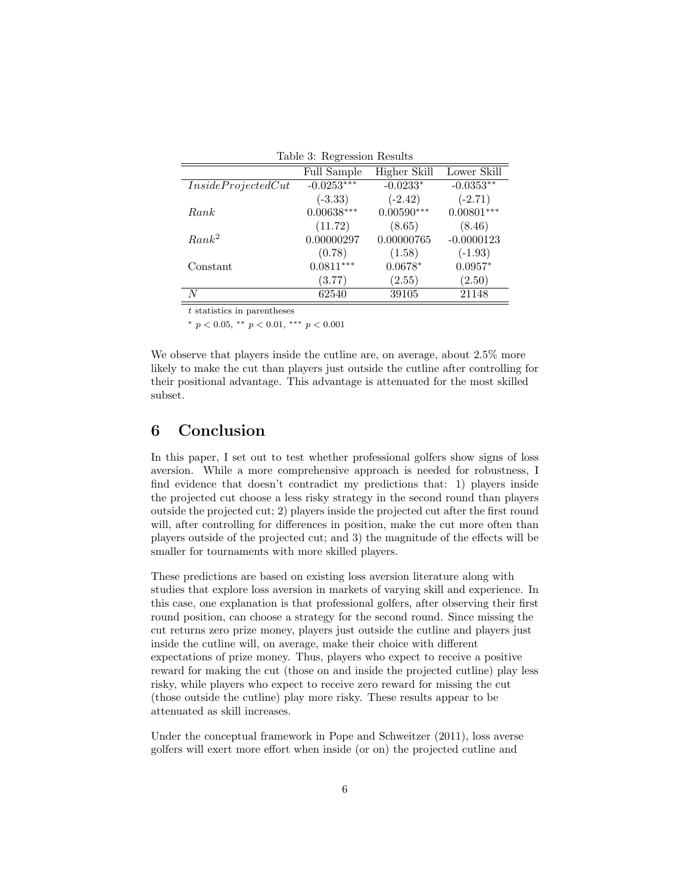Table 3: Regression Results

| | Full Sample | Higher Skill | Lower Skill |
|---|---|---|---|
| $InsideProjectedCut$ | -0.0253*** | -0.0233* | -0.0353** |
| | (-3.33) | (-2.42) | (-2.71) |
| $Rank$ | 0.00638*** | 0.00590*** | 0.00801*** |
| | (11.72) | (8.65) | (8.46) |
| $Rank^2$ | 0.00000297 | 0.00000765 | -0.0000123 |
| | (0.78) | (1.58) | (-1.93) |
| Constant | 0.0811*** | 0.0678* | 0.0957* |
| | (3.77) | (2.55) | (2.50) |
| $N$ | 62540 | 39105 | 21148 |

$t$ statistics in parentheses

* $p < 0.05$, ** $p < 0.01$, *** $p < 0.001$

We observe that players inside the cutline are, on average, about 2.5% more likely to make the cut than players just outside the cutline after controlling for their positional advantage. This advantage is attenuated for the most skilled subset.

# 6 Conclusion

In this paper, I set out to test whether professional golfers show signs of loss aversion. While a more comprehensive approach is needed for robustness, I find evidence that doesn't contradict my predictions that: 1) players inside the projected cut choose a less risky strategy in the second round than players outside the projected cut; 2) players inside the projected cut after the first round will, after controlling for differences in position, make the cut more often than players outside of the projected cut; and 3) the magnitude of the effects will be smaller for tournaments with more skilled players.

These predictions are based on existing loss aversion literature along with studies that explore loss aversion in markets of varying skill and experience. In this case, one explanation is that professional golfers, after observing their first round position, can choose a strategy for the second round. Since missing the cut returns zero prize money, players just outside the cutline and players just inside the cutline will, on average, make their choice with different expectations of prize money. Thus, players who expect to receive a positive reward for making the cut (those on and inside the projected cutline) play less risky, while players who expect to receive zero reward for missing the cut (those outside the cutline) play more risky. These results appear to be attenuated as skill increases.

Under the conceptual framework in Pope and Schweitzer (2011), loss averse golfers will exert more effort when inside (or on) the projected cutline and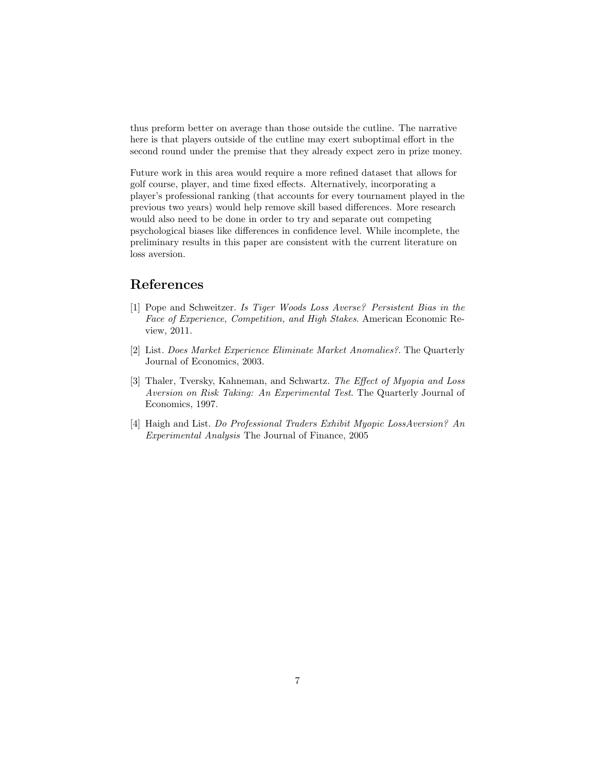thus preform better on average than those outside the cutline. The narrative here is that players outside of the cutline may exert suboptimal effort in the second round under the premise that they already expect zero in prize money.

Future work in this area would require a more refined dataset that allows for golf course, player, and time fixed effects. Alternatively, incorporating a player's professional ranking (that accounts for every tournament played in the previous two years) would help remove skill based differences. More research would also need to be done in order to try and separate out competing psychological biases like differences in confidence level. While incomplete, the preliminary results in this paper are consistent with the current literature on loss aversion.

## References

[1] Pope and Schweitzer. *Is Tiger Woods Loss Averse? Persistent Bias in the Face of Experience, Competition, and High Stakes*. American Economic Review, 2011.

[2] List. *Does Market Experience Eliminate Market Anomalies?*. The Quarterly Journal of Economics, 2003.

[3] Thaler, Tversky, Kahneman, and Schwartz. *The Effect of Myopia and Loss Aversion on Risk Taking: An Experimental Test*. The Quarterly Journal of Economics, 1997.

[4] Haigh and List. *Do Professional Traders Exhibit Myopic LossAversion? An Experimental Analysis* The Journal of Finance, 2005